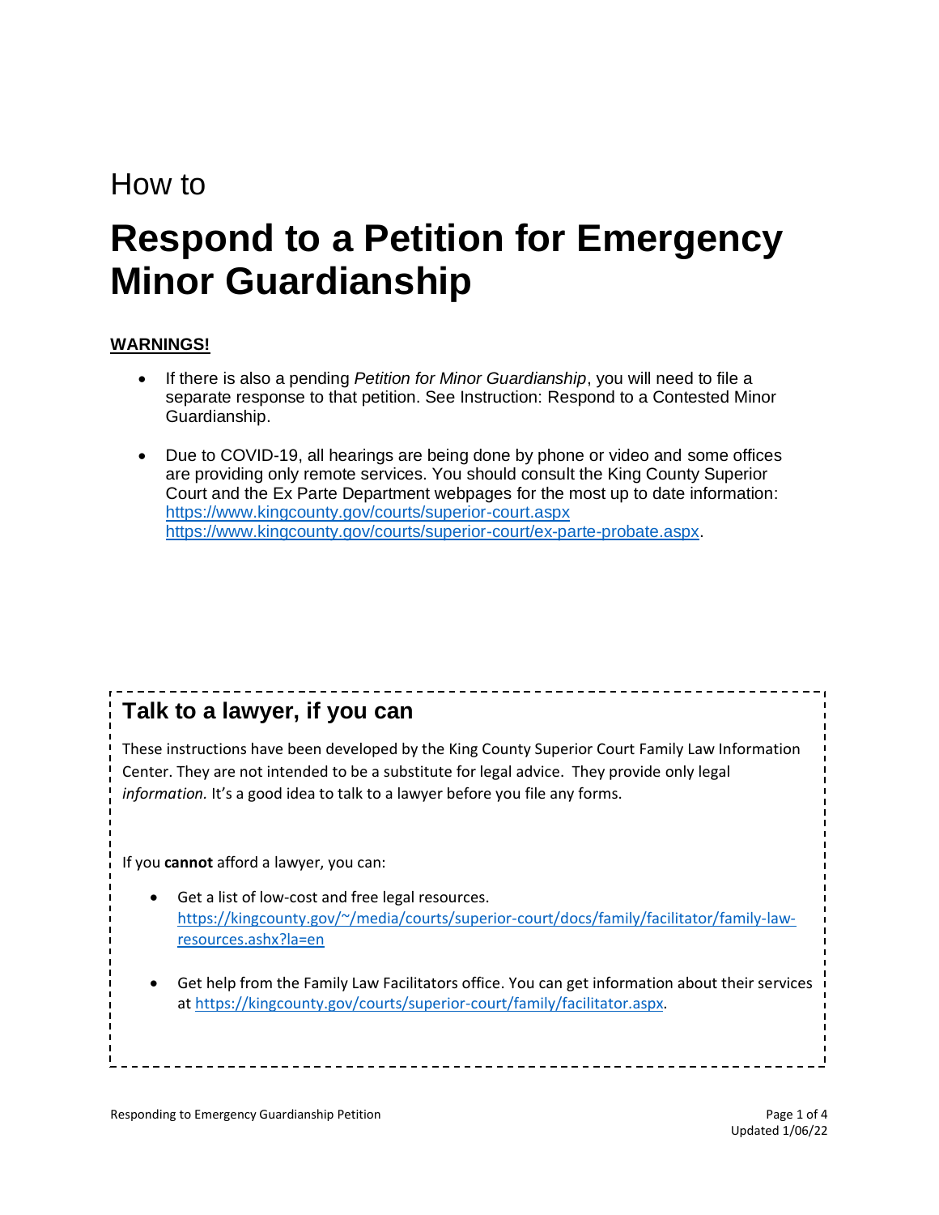How to

# Respond to a Petition for Emergency Minor Guardianship

**WARNINGS!**

- If there is also a pending *Petition for Minor Guardianship*, you will need to file a separate response to that petition. See Instruction: Respond to a Contested Minor Guardianship.

- Due to COVID-19, all hearings are being done by phone or video and some offices are providing only remote services. You should consult the King County Superior Court and the Ex Parte Department webpages for the most up to date information: https://www.kingcounty.gov/courts/superior-court.aspx https://www.kingcounty.gov/courts/superior-court/ex-parte-probate.aspx.

## Talk to a lawyer, if you can

These instructions have been developed by the King County Superior Court Family Law Information Center. They are not intended to be a substitute for legal advice. They provide only legal *information.* It's a good idea to talk to a lawyer before you file any forms.

If you **cannot** afford a lawyer, you can:

- Get a list of low-cost and free legal resources. https://kingcounty.gov/~/media/courts/superior-court/docs/family/facilitator/family-law-resources.ashx?la=en

- Get help from the Family Law Facilitators office. You can get information about their services at https://kingcounty.gov/courts/superior-court/family/facilitator.aspx.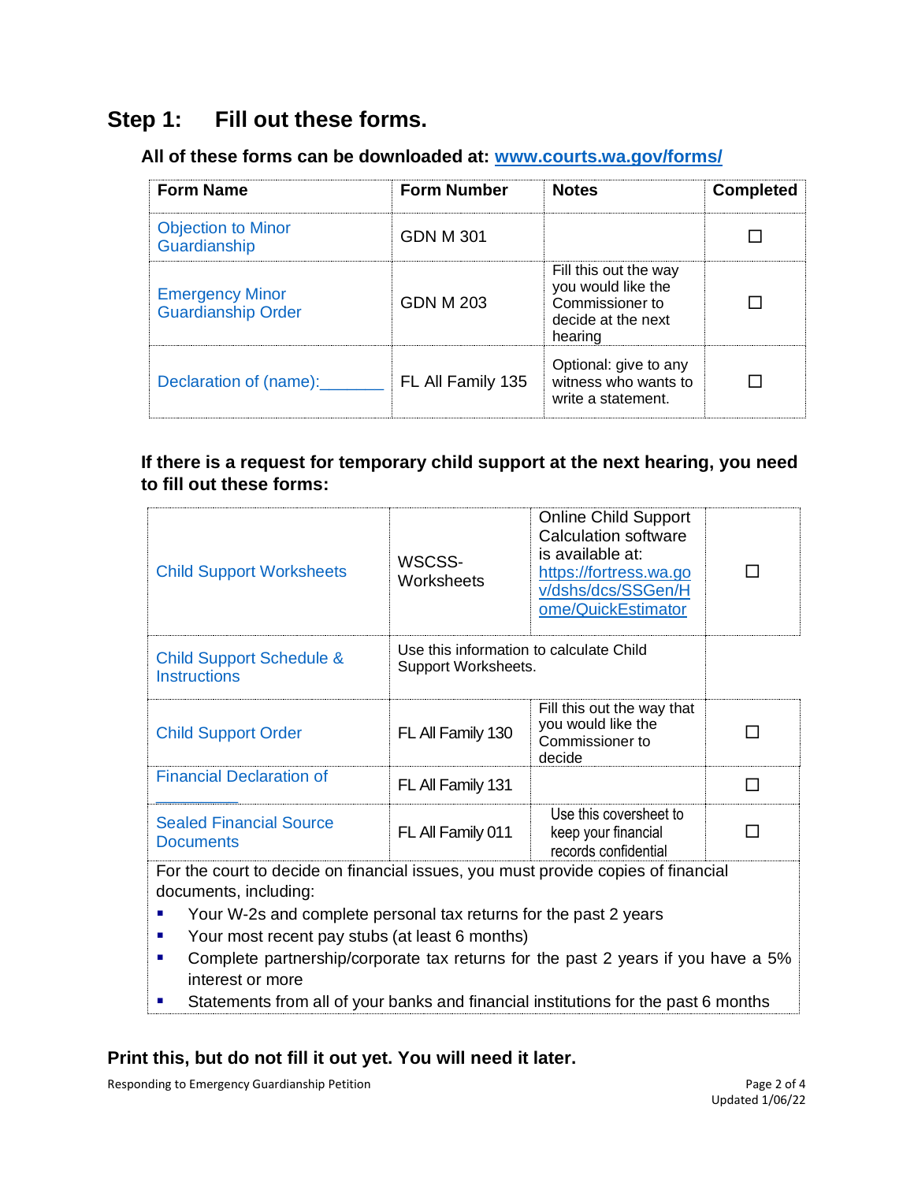## Step 1: Fill out these forms.

### All of these forms can be downloaded at: www.courts.wa.gov/forms/

| Form Name | Form Number | Notes | Completed |
|---|---|---|---|
| Objection to Minor Guardianship | GDN M 301 | | ☐ |
| Emergency Minor Guardianship Order | GDN M 203 | Fill this out the way you would like the Commissioner to decide at the next hearing | ☐ |
| Declaration of (name):_______ | FL All Family 135 | Optional: give to any witness who wants to write a statement. | ☐ |

### If there is a request for temporary child support at the next hearing, you need to fill out these forms:

| | | | |
|---|---|---|---|
| Child Support Worksheets | WSCSS-Worksheets | Online Child Support Calculation software is available at: https://fortress.wa.gov/dshs/dcs/SSGen/Home/QuickEstimator | ☐ |
| Child Support Schedule & Instructions | Use this information to calculate Child Support Worksheets. | | |
| Child Support Order | FL All Family 130 | Fill this out the way that you would like the Commissioner to decide | ☐ |
| Financial Declaration of __________ | FL All Family 131 | | ☐ |
| Sealed Financial Source Documents | FL All Family 011 | Use this coversheet to keep your financial records confidential | ☐ |

For the court to decide on financial issues, you must provide copies of financial documents, including:

- Your W-2s and complete personal tax returns for the past 2 years
- Your most recent pay stubs (at least 6 months)
- Complete partnership/corporate tax returns for the past 2 years if you have a 5% interest or more
- Statements from all of your banks and financial institutions for the past 6 months

**Print this, but do not fill it out yet. You will need it later.**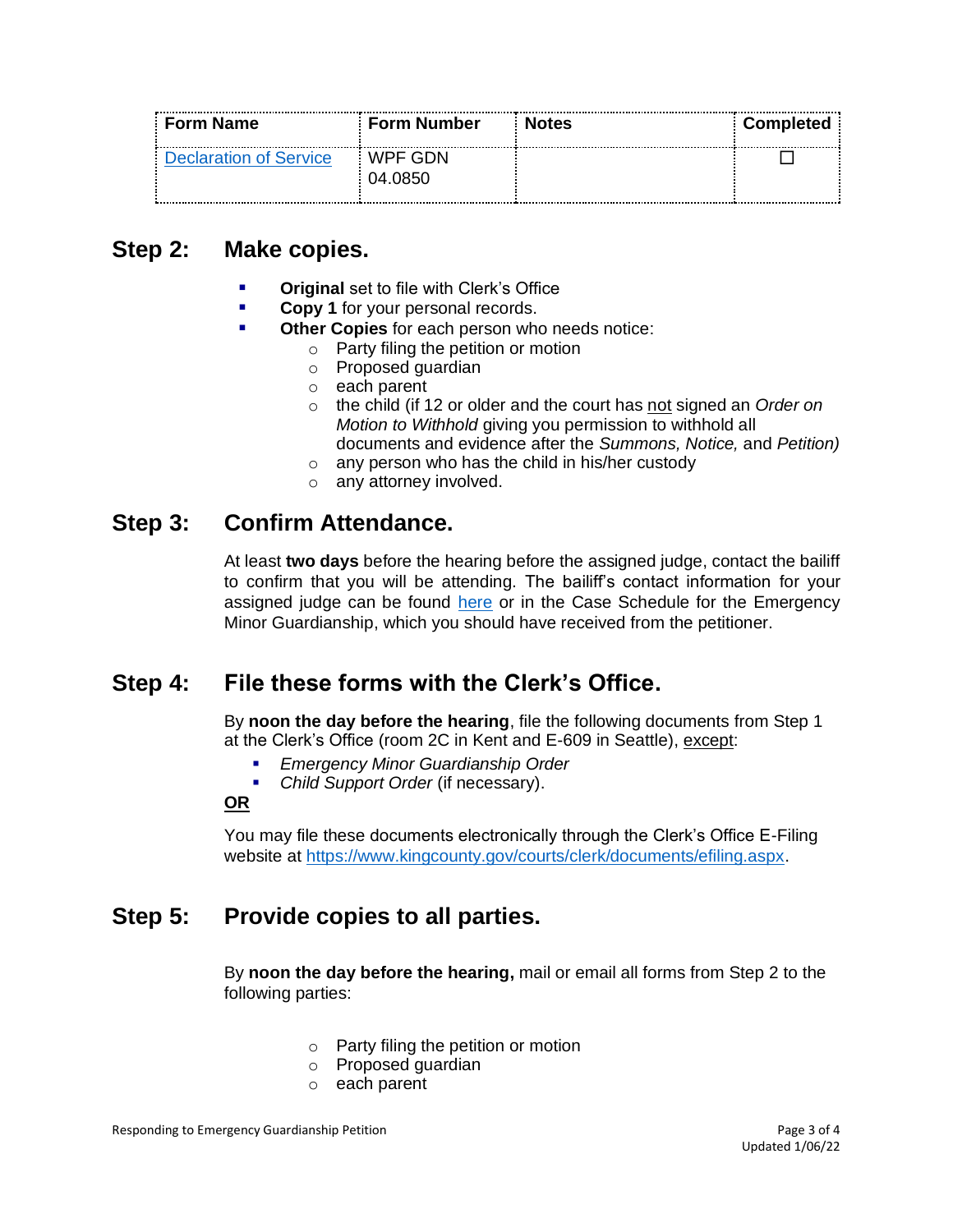| Form Name | Form Number | Notes | Completed |
| --- | --- | --- | --- |
| Declaration of Service | WPF GDN 04.0850 | | ☐ |

## Step 2: Make copies.

- **Original** set to file with Clerk's Office
- **Copy 1** for your personal records.
- **Other Copies** for each person who needs notice:
  - Party filing the petition or motion
  - Proposed guardian
  - each parent
  - the child (if 12 or older and the court has not signed an *Order on Motion to Withhold* giving you permission to withhold all documents and evidence after the *Summons, Notice,* and *Petition)*
  - any person who has the child in his/her custody
  - any attorney involved.

## Step 3: Confirm Attendance.

At least **two days** before the hearing before the assigned judge, contact the bailiff to confirm that you will be attending. The bailiff's contact information for your assigned judge can be found here or in the Case Schedule for the Emergency Minor Guardianship, which you should have received from the petitioner.

## Step 4: File these forms with the Clerk's Office.

By **noon the day before the hearing**, file the following documents from Step 1 at the Clerk's Office (room 2C in Kent and E-609 in Seattle), except:

- *Emergency Minor Guardianship Order*
- *Child Support Order* (if necessary).

**OR**

You may file these documents electronically through the Clerk's Office E-Filing website at https://www.kingcounty.gov/courts/clerk/documents/efiling.aspx.

## Step 5: Provide copies to all parties.

By **noon the day before the hearing,** mail or email all forms from Step 2 to the following parties:

- Party filing the petition or motion
- Proposed guardian
- each parent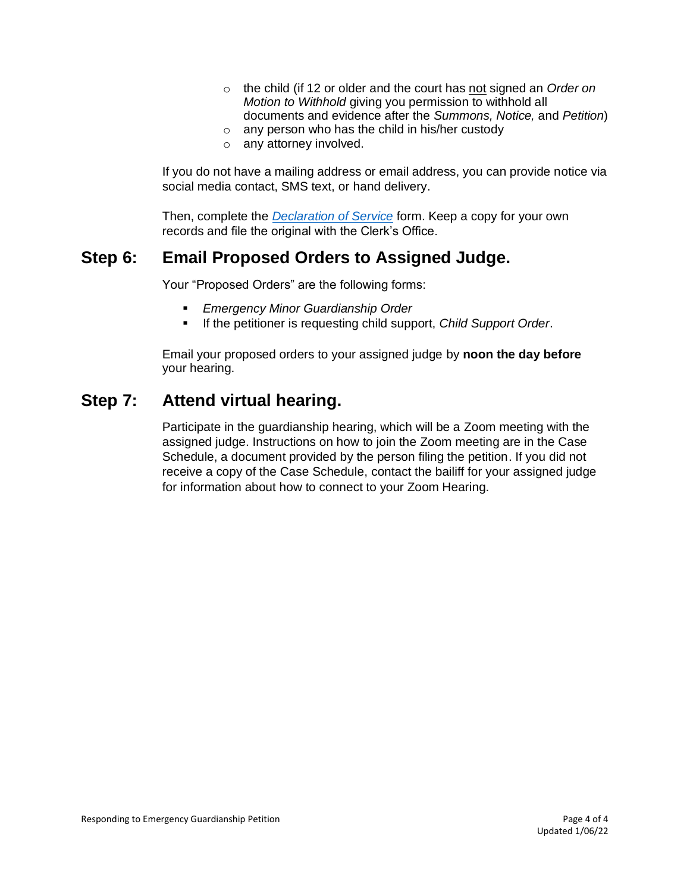- the child (if 12 or older and the court has not signed an *Order on Motion to Withhold* giving you permission to withhold all documents and evidence after the *Summons, Notice,* and *Petition*)
- any person who has the child in his/her custody
- any attorney involved.

If you do not have a mailing address or email address, you can provide notice via social media contact, SMS text, or hand delivery.

Then, complete the *Declaration of Service* form. Keep a copy for your own records and file the original with the Clerk's Office.

## Step 6: Email Proposed Orders to Assigned Judge.

Your "Proposed Orders" are the following forms:

- *Emergency Minor Guardianship Order*
- If the petitioner is requesting child support, *Child Support Order*.

Email your proposed orders to your assigned judge by **noon the day before** your hearing.

## Step 7: Attend virtual hearing.

Participate in the guardianship hearing, which will be a Zoom meeting with the assigned judge. Instructions on how to join the Zoom meeting are in the Case Schedule, a document provided by the person filing the petition. If you did not receive a copy of the Case Schedule, contact the bailiff for your assigned judge for information about how to connect to your Zoom Hearing.